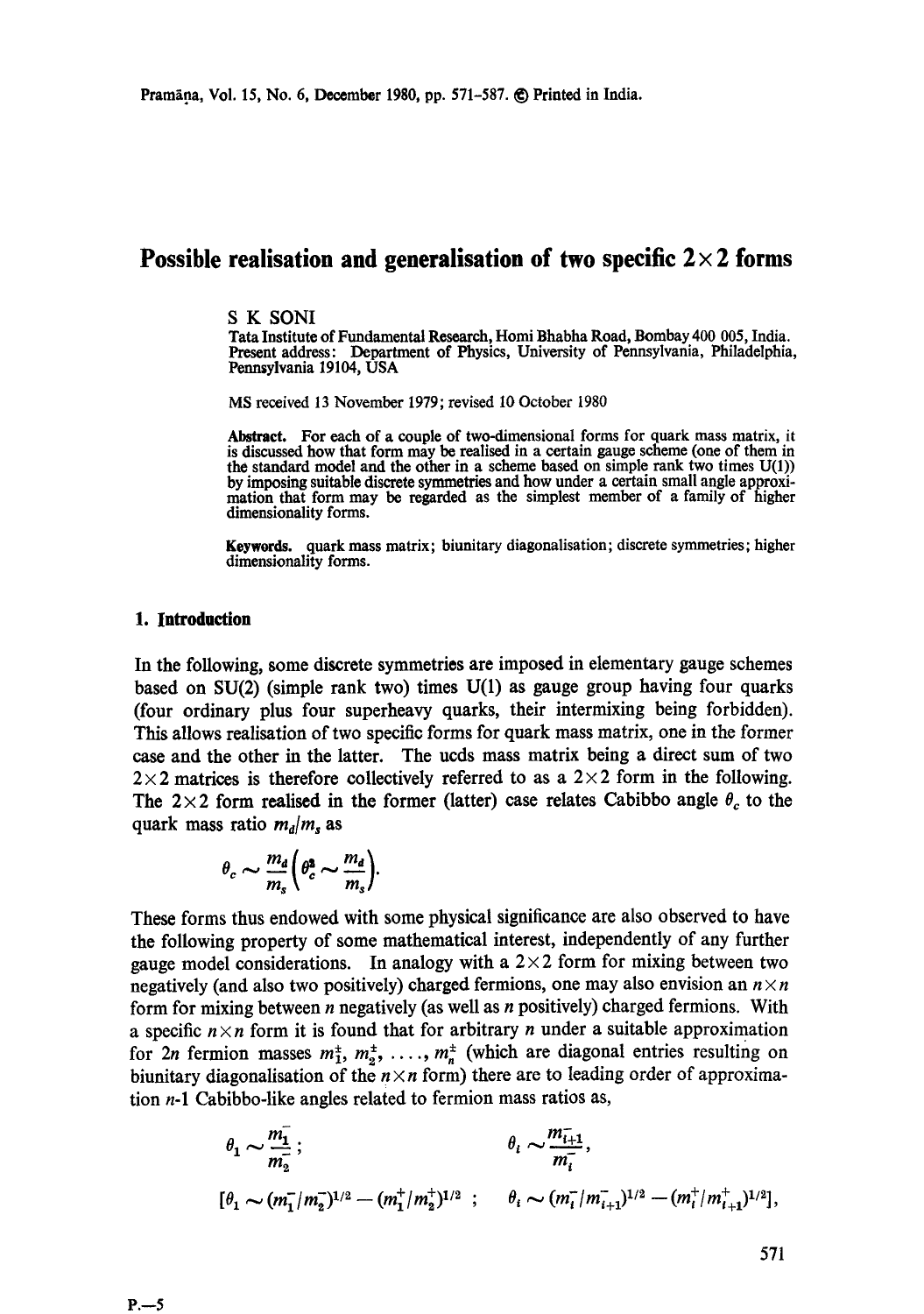Pramāṇa, Vol. 15, No. 6, December 1980, pp. 571–587. © Printed in India.

# Possible realisation and generalisation of two specific 2×2 forms

S K SONI

Tata Institute of Fundamental Research, Homi Bhabha Road, Bombay 400 005, India.
Present address: Department of Physics, University of Pennsylvania, Philadelphia, Pennsylvania 19104, USA

MS received 13 November 1979; revised 10 October 1980

**Abstract.** For each of a couple of two-dimensional forms for quark mass matrix, it is discussed how that form may be realised in a certain gauge scheme (one of them in the standard model and the other in a scheme based on simple rank two times U(1)) by imposing suitable discrete symmetries and how under a certain small angle approximation that form may be regarded as the simplest member of a family of higher dimensionality forms.

**Keywords.** quark mass matrix; biunitary diagonalisation; discrete symmetries; higher dimensionality forms.

## 1. Introduction

In the following, some discrete symmetries are imposed in elementary gauge schemes based on SU(2) (simple rank two) times U(1) as gauge group having four quarks (four ordinary plus four superheavy quarks, their intermixing being forbidden). This allows realisation of two specific forms for quark mass matrix, one in the former case and the other in the latter. The ucds mass matrix being a direct sum of two $2\times 2$ matrices is therefore collectively referred to as a $2\times 2$ form in the following. The $2\times 2$ form realised in the former (latter) case relates Cabibbo angle $\theta_c$ to the quark mass ratio $m_d/m_s$ as

$$\theta_c \sim \frac{m_d}{m_s}\left(\theta_c^2 \sim \frac{m_d}{m_s}\right).$$

These forms thus endowed with some physical significance are also observed to have the following property of some mathematical interest, independently of any further gauge model considerations. In analogy with a $2\times 2$ form for mixing between two negatively (and also two positively) charged fermions, one may also envision an $n\times n$ form for mixing between $n$ negatively (as well as $n$ positively) charged fermions. With a specific $n\times n$ form it is found that for arbitrary $n$ under a suitable approximation for $2n$ fermion masses $m_1^{\pm}, m_2^{\pm}, \ldots, m_n^{\pm}$ (which are diagonal entries resulting on biunitary diagonalisation of the $n\times n$ form) there are to leading order of approximation $n$-1 Cabibbo-like angles related to fermion mass ratios as,

$$\theta_1 \sim \frac{m_1^-}{m_2^-}; \qquad \theta_i \sim \frac{m_{i+1}^-}{m_i^-},$$

$$[\theta_1 \sim (m_1^-/m_2^-)^{1/2} - (m_1^+/m_2^+)^{1/2}; \qquad \theta_i \sim (m_i^-/m_{i+1}^-)^{1/2} - (m_i^+/m_{i+1}^+)^{1/2}],$$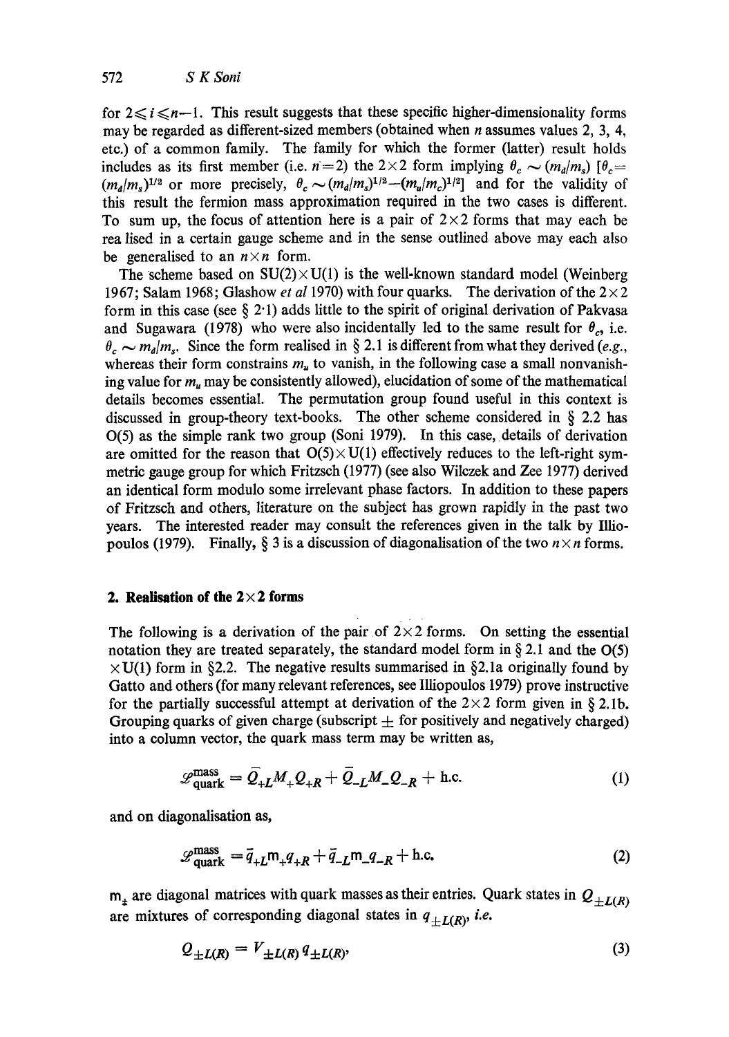for $2 \leqslant i \leqslant n-1$. This result suggests that these specific higher-dimensionality forms may be regarded as different-sized members (obtained when $n$ assumes values 2, 3, 4, etc.) of a common family. The family for which the former (latter) result holds includes as its first member (i.e. $n=2$) the $2\times 2$ form implying $\theta_c \sim (m_d/m_s)$ [$\theta_c = (m_d/m_s)^{1/2}$ or more precisely, $\theta_c \sim (m_d/m_s)^{1/2} - (m_u/m_c)^{1/2}$] and for the validity of this result the fermion mass approximation required in the two cases is different. To sum up, the focus of attention here is a pair of $2\times 2$ forms that may each be rea lised in a certain gauge scheme and in the sense outlined above may each also be generalised to an $n \times n$ form.

The scheme based on $SU(2)\times U(1)$ is the well-known standard model (Weinberg 1967; Salam 1968; Glashow *et al* 1970) with four quarks. The derivation of the $2\times 2$ form in this case (see § 2·1) adds little to the spirit of original derivation of Pakvasa and Sugawara (1978) who were also incidentally led to the same result for $\theta_c$, i.e. $\theta_c \sim m_d/m_s$. Since the form realised in § 2.1 is different from what they derived (*e.g.*, whereas their form constrains $m_u$ to vanish, in the following case a small nonvanishing value for $m_u$ may be consistently allowed), elucidation of some of the mathematical details becomes essential. The permutation group found useful in this context is discussed in group-theory text-books. The other scheme considered in § 2.2 has O(5) as the simple rank two group (Soni 1979). In this case, details of derivation are omitted for the reason that $O(5)\times U(1)$ effectively reduces to the left-right symmetric gauge group for which Fritzsch (1977) (see also Wilczek and Zee 1977) derived an identical form modulo some irrelevant phase factors. In addition to these papers of Fritzsch and others, literature on the subject has grown rapidly in the past two years. The interested reader may consult the references given in the talk by Illiopoulos (1979). Finally, § 3 is a discussion of diagonalisation of the two $n\times n$ forms.

## 2. Realisation of the $2\times 2$ forms

The following is a derivation of the pair of $2\times 2$ forms. On setting the essential notation they are treated separately, the standard model form in § 2.1 and the O(5) $\times$U(1) form in §2.2. The negative results summarised in §2.1a originally found by Gatto and others (for many relevant references, see Illiopoulos 1979) prove instructive for the partially successful attempt at derivation of the $2\times 2$ form given in § 2.1b. Grouping quarks of given charge (subscript $\pm$ for positively and negatively charged) into a column vector, the quark mass term may be written as,

$$\mathscr{L}^{\text{mass}}_{\text{quark}} = \bar{Q}_{+L} M_+ Q_{+R} + \bar{Q}_{-L} M_- Q_{-R} + \text{h.c.} \tag{1}$$

and on diagonalisation as,

$$\mathscr{L}^{\text{mass}}_{\text{quark}} = \bar{q}_{+L} \mathrm{m}_+ q_{+R} + \bar{q}_{-L} \mathrm{m}_- q_{-R} + \text{h.c.} \tag{2}$$

$\mathrm{m}_\pm$ are diagonal matrices with quark masses as their entries. Quark states in $Q_{\pm L(R)}$ are mixtures of corresponding diagonal states in $q_{\pm L(R)}$, *i.e.*

$$Q_{\pm L(R)} = V_{\pm L(R)}\, q_{\pm L(R)}, \tag{3}$$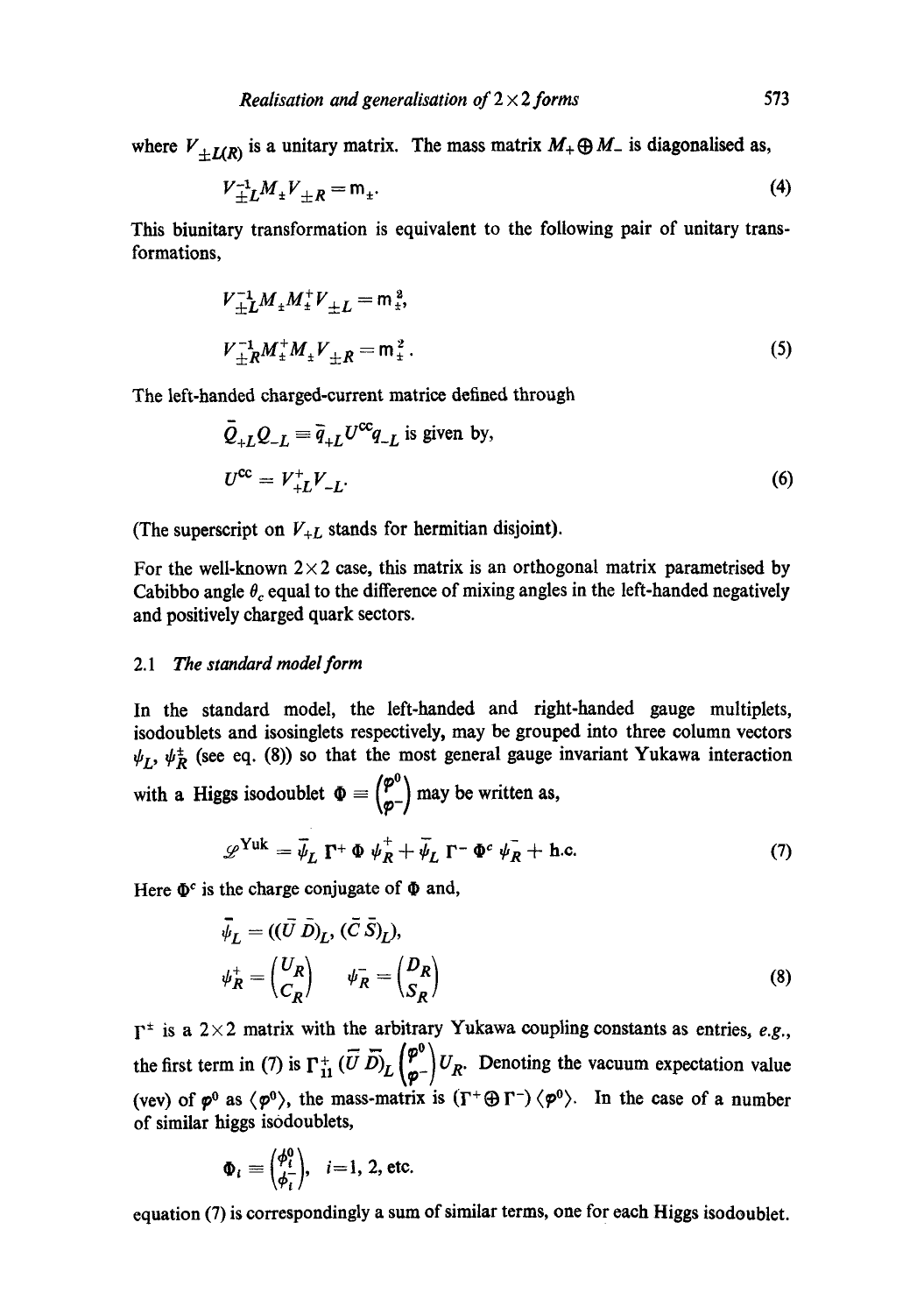where $V_{\pm L(R)}$ is a unitary matrix. The mass matrix $M_+ \oplus M_-$ is diagonalised as,

$$V_{\pm L}^{-1} M_\pm V_{\pm R} = \mathrm{m}_\pm. \tag{4}$$

This biunitary transformation is equivalent to the following pair of unitary transformations,

$$V_{\pm L}^{-1} M_\pm M_\pm^+ V_{\pm L} = \mathrm{m}_\pm^2,$$

$$V_{\pm R}^{-1} M_\pm^+ M_\pm V_{\pm R} = \mathrm{m}_\pm^2. \tag{5}$$

The left-handed charged-current matrice defined through

$\bar{Q}_{+L} Q_{-L} \equiv \bar{q}_{+L} U^{cc} q_{-L}$ is given by,

$$U^{cc} = V_{+L}^{+} V_{-L}. \tag{6}$$

(The superscript on $V_{+L}$ stands for hermitian disjoint).

For the well-known $2\times 2$ case, this matrix is an orthogonal matrix parametrised by Cabibbo angle $\theta_c$ equal to the difference of mixing angles in the left-handed negatively and positively charged quark sectors.

### 2.1 *The standard model form*

In the standard model, the left-handed and right-handed gauge multiplets, isodoublets and isosinglets respectively, may be grouped into three column vectors $\psi_L$, $\psi_R^\pm$ (see eq. (8)) so that the most general gauge invariant Yukawa interaction with a Higgs isodoublet $\Phi \equiv \begin{pmatrix} \varphi^0 \\ \varphi^- \end{pmatrix}$ may be written as,

$$\mathscr{L}^{\mathrm{Yuk}} = \bar{\psi}_L \, \Gamma^+ \, \Phi \, \psi_R^+ + \bar{\psi}_L \, \Gamma^- \, \Phi^c \, \psi_R^- + \text{h.c.} \tag{7}$$

Here $\Phi^c$ is the charge conjugate of $\Phi$ and,

$$\bar{\psi}_L = ((\bar{U}\,\bar{D})_L, (\bar{C}\,\bar{S})_L),$$

$$\psi_R^+ = \begin{pmatrix} U_R \\ C_R \end{pmatrix} \quad \psi_R^- = \begin{pmatrix} D_R \\ S_R \end{pmatrix} \tag{8}$$

$\Gamma^\pm$ is a $2\times 2$ matrix with the arbitrary Yukawa coupling constants as entries, *e.g.*, the first term in (7) is $\Gamma_{11}^+ (\bar{U}\,\bar{D})_L \begin{pmatrix} \varphi^0 \\ \varphi^- \end{pmatrix} U_R$. Denoting the vacuum expectation value (vev) of $\varphi^0$ as $\langle \varphi^0 \rangle$, the mass-matrix is $(\Gamma^+ \oplus \Gamma^-)\langle \varphi^0 \rangle$. In the case of a number of similar higgs isodoublets,

$$\Phi_i \equiv \begin{pmatrix} \phi_i^0 \\ \phi_i^- \end{pmatrix}, \quad i = 1, 2, \text{etc.}$$

equation (7) is correspondingly a sum of similar terms, one for each Higgs isodoublet.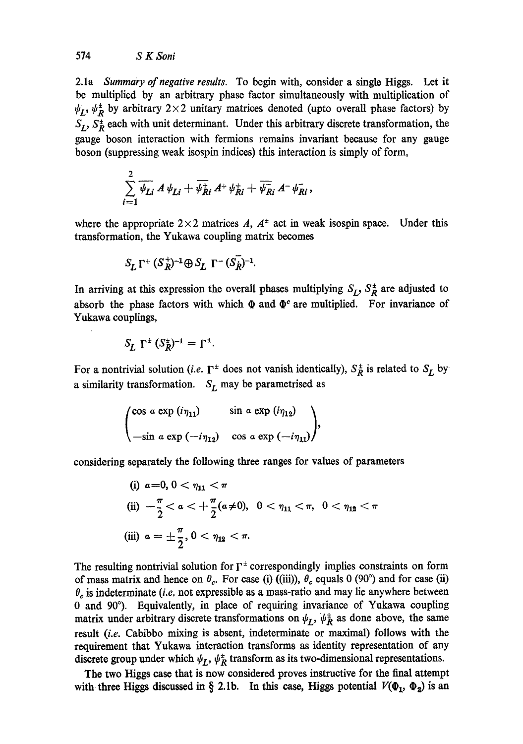*2.1a Summary of negative results.* To begin with, consider a single Higgs. Let it be multiplied by an arbitrary phase factor simultaneously with multiplication of $\psi_L$, $\psi_R^\pm$ by arbitrary $2\times 2$ unitary matrices denoted (upto overall phase factors) by $S_L$, $S_R^\pm$ each with unit determinant. Under this arbitrary discrete transformation, the gauge boson interaction with fermions remains invariant because for any gauge boson (suppressing weak isospin indices) this interaction is simply of form,

$$\sum_{i=1}^{2} \overline{\psi_{Li}}\, A\, \psi_{Li} + \overline{\psi_{Ri}^{+}}\, A^{+}\, \psi_{Ri}^{+} + \overline{\psi_{Ri}^{-}}\, A^{-}\, \psi_{Ri}^{-},$$

where the appropriate $2\times 2$ matrices $A$, $A^\pm$ act in weak isospin space. Under this transformation, the Yukawa coupling matrix becomes

$$S_L\, \Gamma^{+}\, (S_R^{+})^{-1} \oplus S_L\, \Gamma^{-}\, (S_R^{-})^{-1}.$$

In arriving at this expression the overall phases multiplying $S_L$, $S_R^\pm$ are adjusted to absorb the phase factors with which $\Phi$ and $\Phi^c$ are multiplied. For invariance of Yukawa couplings,

$$S_L\, \Gamma^{\pm}\, (S_R^{\pm})^{-1} = \Gamma^{\pm}.$$

For a nontrivial solution (*i.e.* $\Gamma^\pm$ does not vanish identically), $S_R^\pm$ is related to $S_L$ by a similarity transformation. $S_L$ may be parametrised as

$$\begin{pmatrix} \cos\alpha \exp(i\eta_{11}) & \sin\alpha \exp(i\eta_{12}) \\ -\sin\alpha \exp(-i\eta_{12}) & \cos\alpha \exp(-i\eta_{11}) \end{pmatrix},$$

considering separately the following three ranges for values of parameters

(i) $\alpha = 0,\ 0 < \eta_{11} < \pi$

(ii) $-\frac{\pi}{2} < \alpha < +\frac{\pi}{2} (\alpha \neq 0),\ \ 0 < \eta_{11} < \pi,\ \ 0 < \eta_{12} < \pi$

(iii) $\alpha = \pm\frac{\pi}{2},\ 0 < \eta_{12} < \pi.$

The resulting nontrivial solution for $\Gamma^\pm$ correspondingly implies constraints on form of mass matrix and hence on $\theta_c$. For case (i) ((iii)), $\theta_c$ equals 0 (90°) and for case (ii) $\theta_c$ is indeterminate (*i.e.* not expressible as a mass-ratio and may lie anywhere between 0 and 90°). Equivalently, in place of requiring invariance of Yukawa coupling matrix under arbitrary discrete transformations on $\psi_L$, $\psi_R^\pm$ as done above, the same result (*i.e.* Cabibbo mixing is absent, indeterminate or maximal) follows with the requirement that Yukawa interaction transforms as identity representation of any discrete group under which $\psi_L$, $\psi_R^\pm$ transform as its two-dimensional representations.

The two Higgs case that is now considered proves instructive for the final attempt with three Higgs discussed in § 2.1b. In this case, Higgs potential $V(\Phi_1, \Phi_2)$ is an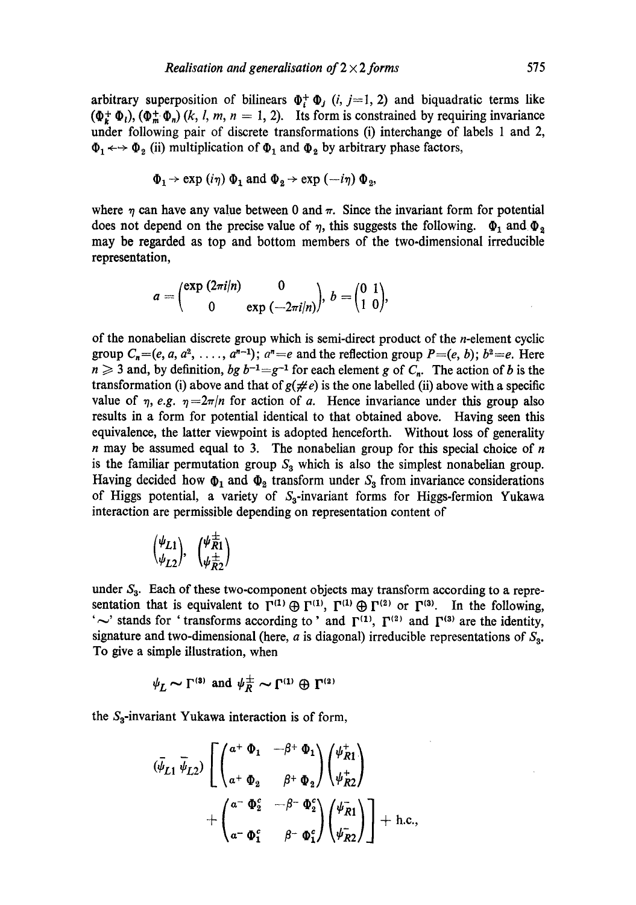arbitrary superposition of bilinears $\Phi_i^+ \Phi_j$ $(i, j=1, 2)$ and biquadratic terms like $(\Phi_k^+ \Phi_l), (\Phi_m^+ \Phi_n)$ $(k, l, m, n = 1, 2)$. Its form is constrained by requiring invariance under following pair of discrete transformations (i) interchange of labels 1 and 2, $\Phi_1 \leftrightarrow \Phi_2$ (ii) multiplication of $\Phi_1$ and $\Phi_2$ by arbitrary phase factors,

$$\Phi_1 \to \exp(i\eta)\,\Phi_1 \text{ and } \Phi_2 \to \exp(-i\eta)\,\Phi_2,$$

where $\eta$ can have any value between 0 and $\pi$. Since the invariant form for potential does not depend on the precise value of $\eta$, this suggests the following. $\Phi_1$ and $\Phi_2$ may be regarded as top and bottom members of the two-dimensional irreducible representation,

$$a = \begin{pmatrix} \exp(2\pi i/n) & 0 \\ 0 & \exp(-2\pi i/n) \end{pmatrix}, \; b = \begin{pmatrix} 0 & 1 \\ 1 & 0 \end{pmatrix},$$

of the nonabelian discrete group which is semi-direct product of the $n$-element cyclic group $C_n = (e, a, a^2, \ldots, a^{n-1})$; $a^n = e$ and the reflection group $P = (e, b)$; $b^2 = e$. Here $n \geqslant 3$ and, by definition, $bgb^{-1} = g^{-1}$ for each element $g$ of $C_n$. The action of $b$ is the transformation (i) above and that of $g(\neq e)$ is the one labelled (ii) above with a specific value of $\eta$, *e.g.* $\eta = 2\pi/n$ for action of $a$. Hence invariance under this group also results in a form for potential identical to that obtained above. Having seen this equivalence, the latter viewpoint is adopted henceforth. Without loss of generality $n$ may be assumed equal to 3. The nonabelian group for this special choice of $n$ is the familiar permutation group $S_3$ which is also the simplest nonabelian group. Having decided how $\Phi_1$ and $\Phi_2$ transform under $S_3$ from invariance considerations of Higgs potential, a variety of $S_3$-invariant forms for Higgs-fermion Yukawa interaction are permissible depending on representation content of

$$\begin{pmatrix} \psi_{L1} \\ \psi_{L2} \end{pmatrix}, \; \begin{pmatrix} \psi_{R1}^{\pm} \\ \psi_{R2}^{\pm} \end{pmatrix}$$

under $S_3$. Each of these two-component objects may transform according to a representation that is equivalent to $\Gamma^{(1)} \oplus \Gamma^{(1)}$, $\Gamma^{(1)} \oplus \Gamma^{(2)}$ or $\Gamma^{(3)}$. In the following, '$\sim$' stands for 'transforms according to' and $\Gamma^{(1)}$, $\Gamma^{(2)}$ and $\Gamma^{(3)}$ are the identity, signature and two-dimensional (here, $a$ is diagonal) irreducible representations of $S_3$. To give a simple illustration, when

$$\psi_L \sim \Gamma^{(3)} \text{ and } \psi_R^{\pm} \sim \Gamma^{(1)} \oplus \Gamma^{(2)}$$

the $S_3$-invariant Yukawa interaction is of form,

$$(\bar{\psi}_{L1}\, \bar{\psi}_{L2}) \left[ \begin{pmatrix} \alpha^+ \Phi_1 & -\beta^+ \Phi_1 \\ \alpha^+ \Phi_2 & \beta^+ \Phi_2 \end{pmatrix} \begin{pmatrix} \psi_{R1}^+ \\ \psi_{R2}^+ \end{pmatrix} + \begin{pmatrix} \alpha^- \Phi_2^c & -\beta^- \Phi_2^c \\ \alpha^- \Phi_1^c & \beta^- \Phi_1^c \end{pmatrix} \begin{pmatrix} \psi_{R1}^- \\ \psi_{R2}^- \end{pmatrix} \right] + \text{h.c.},$$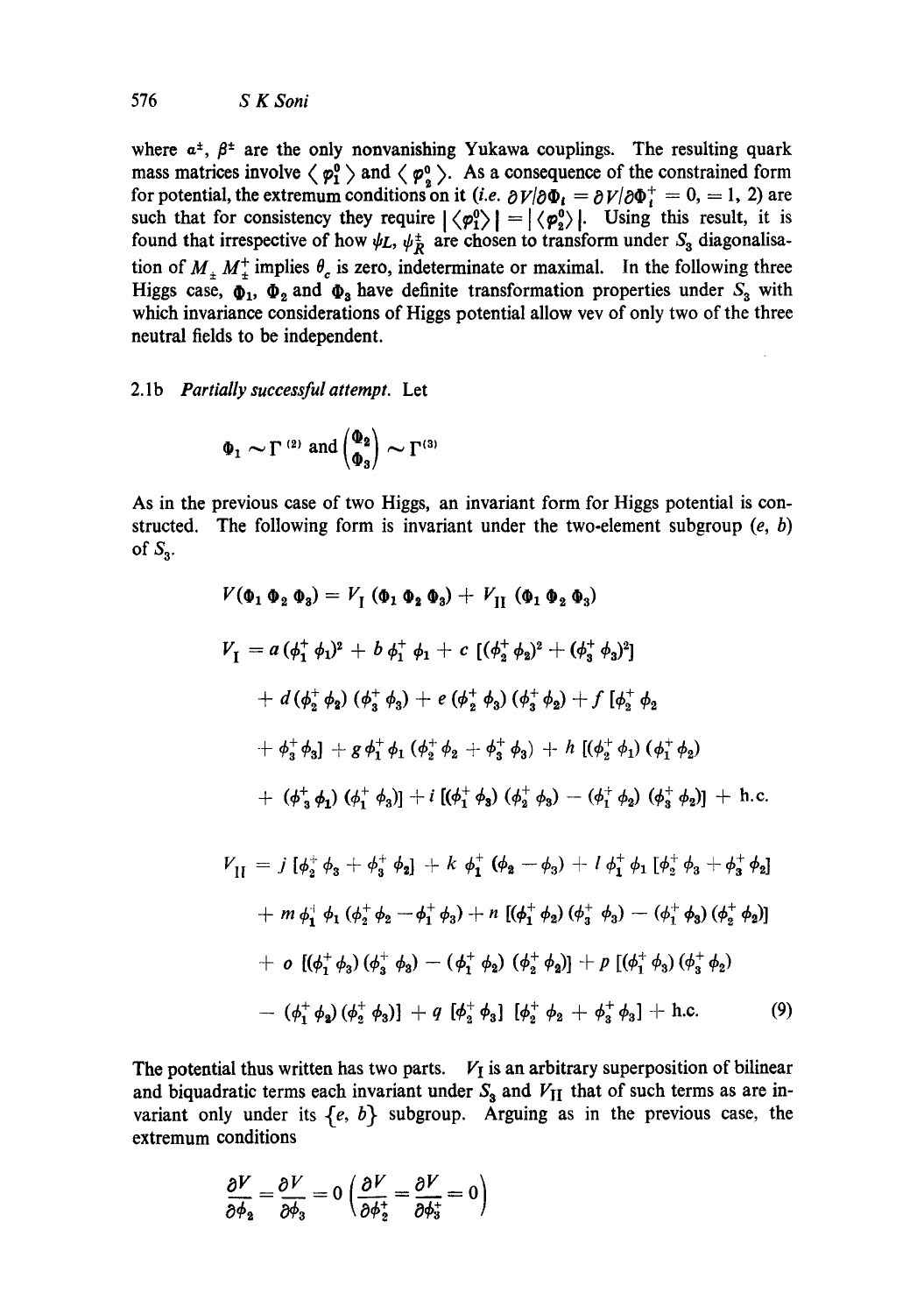where $\alpha^{\pm}$, $\beta^{\pm}$ are the only nonvanishing Yukawa couplings. The resulting quark mass matrices involve $\langle \varphi_1^0 \rangle$ and $\langle \varphi_2^0 \rangle$. As a consequence of the constrained form for potential, the extremum conditions on it (*i.e.* $\partial V/\partial \Phi_i = \partial V/\partial \Phi_i^+ = 0, = 1, 2$) are such that for consistency they require $|\langle \varphi_1^0 \rangle| = |\langle \varphi_2^0 \rangle|$. Using this result, it is found that irrespective of how $\psi_L$, $\psi_R^{\pm}$ are chosen to transform under $S_3$ diagonalisation of $M_{\pm} M_{\pm}^{+}$ implies $\theta_c$ is zero, indeterminate or maximal. In the following three Higgs case, $\Phi_1$, $\Phi_2$ and $\Phi_3$ have definite transformation properties under $S_3$ with which invariance considerations of Higgs potential allow vev of only two of the three neutral fields to be independent.

### 2.1b *Partially successful attempt.* Let

$$\Phi_1 \sim \Gamma^{(2)} \text{ and } \begin{pmatrix} \Phi_2 \\ \Phi_3 \end{pmatrix} \sim \Gamma^{(3)}$$

As in the previous case of two Higgs, an invariant form for Higgs potential is constructed. The following form is invariant under the two-element subgroup $(e, b)$ of $S_3$.

$$V(\Phi_1 \Phi_2 \Phi_3) = V_{\mathrm{I}}(\Phi_1 \Phi_2 \Phi_3) + V_{\mathrm{II}}(\Phi_1 \Phi_2 \Phi_3)$$

$$\begin{aligned}
V_{\mathrm{I}} = {} & a(\phi_1^+ \phi_1)^2 + b\,\phi_1^+ \phi_1 + c\,[(\phi_2^+ \phi_2)^2 + (\phi_3^+ \phi_3)^2] \\
& + d(\phi_2^+ \phi_2)(\phi_3^+ \phi_3) + e(\phi_2^+ \phi_3)(\phi_3^+ \phi_2) + f\,[\phi_2^+ \phi_2 \\
& + \phi_3^+ \phi_3] + g\,\phi_1^+ \phi_1 (\phi_2^+ \phi_2 + \phi_3^+ \phi_3) + h\,[(\phi_2^+ \phi_1)(\phi_1^+ \phi_2) \\
& + (\phi_3^+ \phi_1)(\phi_1^+ \phi_3)] + i\,[(\phi_1^+ \phi_3)(\phi_2^+ \phi_3) - (\phi_1^+ \phi_2)(\phi_3^+ \phi_2)] + \text{h.c.}
\end{aligned}$$

$$\begin{aligned}
V_{\mathrm{II}} = {} & j\,[\phi_2^+ \phi_3 + \phi_3^+ \phi_2] + k\,\phi_1^+ (\phi_2 - \phi_3) + l\,\phi_1^+ \phi_1 [\phi_2^+ \phi_3 + \phi_3^+ \phi_2] \\
& + m\,\phi_1^+ \phi_1 (\phi_2^+ \phi_2 - \phi_1^+ \phi_3) + n\,[(\phi_1^+ \phi_2)(\phi_3^+ \phi_3) - (\phi_1^+ \phi_3)(\phi_2^+ \phi_2)] \\
& + o\,[(\phi_1^+ \phi_3)(\phi_3^+ \phi_3) - (\phi_1^+ \phi_2)(\phi_2^+ \phi_2)] + p\,[(\phi_1^+ \phi_3)(\phi_3^+ \phi_2) \\
& - (\phi_1^+ \phi_2)(\phi_2^+ \phi_3)] + q\,[\phi_2^+ \phi_3]\,[\phi_2^+ \phi_2 + \phi_3^+ \phi_3] + \text{h.c.}
\end{aligned} \tag{9}$$

The potential thus written has two parts. $V_{\mathrm{I}}$ is an arbitrary superposition of bilinear and biquadratic terms each invariant under $S_3$ and $V_{\mathrm{II}}$ that of such terms as are invariant only under its $\{e, b\}$ subgroup. Arguing as in the previous case, the extremum conditions

$$\frac{\partial V}{\partial \phi_2} = \frac{\partial V}{\partial \phi_3} = 0 \left( \frac{\partial V}{\partial \phi_2^+} = \frac{\partial V}{\partial \phi_3^+} = 0 \right)$$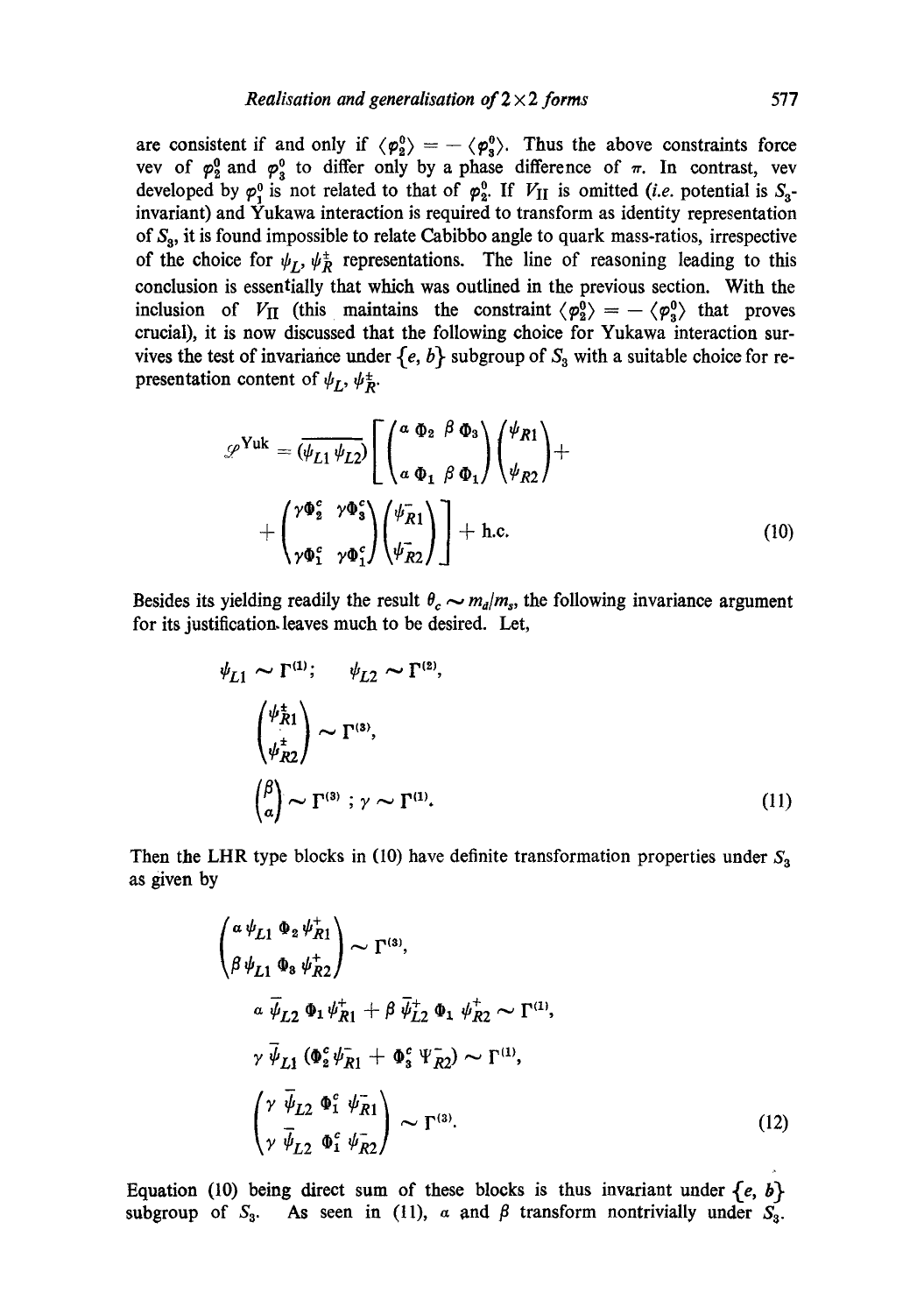are consistent if and only if $\langle \varphi_2^0 \rangle = -\langle \varphi_3^0 \rangle$. Thus the above constraints force vev of $\varphi_2^0$ and $\varphi_3^0$ to differ only by a phase difference of $\pi$. In contrast, vev developed by $\varphi_1^0$ is not related to that of $\varphi_2^0$. If $V_{\rm II}$ is omitted (*i.e.* potential is $S_3$-invariant) and Yukawa interaction is required to transform as identity representation of $S_3$, it is found impossible to relate Cabibbo angle to quark mass-ratios, irrespective of the choice for $\psi_L$, $\psi_R^{\pm}$ representations. The line of reasoning leading to this conclusion is essentially that which was outlined in the previous section. With the inclusion of $V_{\rm II}$ (this maintains the constraint $\langle \varphi_2^0 \rangle = -\langle \varphi_3^0 \rangle$ that proves crucial), it is now discussed that the following choice for Yukawa interaction survives the test of invariance under $\{e, b\}$ subgroup of $S_3$ with a suitable choice for representation content of $\psi_L$, $\psi_R^{\pm}$.

$$\mathscr{L}^{\rm Yuk} = \overline{(\psi_{L1}\, \psi_{L2})} \left[ \begin{pmatrix} \alpha\, \Phi_2 & \beta\, \Phi_3 \\ \alpha\, \Phi_1 & \beta\, \Phi_1 \end{pmatrix} \begin{pmatrix} \psi_{R1} \\ \psi_{R2} \end{pmatrix} + \right.$$

$$\left. + \begin{pmatrix} \gamma \Phi_2^c & \gamma \Phi_3^c \\ \gamma \Phi_1^c & \gamma \Phi_1^c \end{pmatrix} \begin{pmatrix} \psi_{R1}^- \\ \psi_{R2}^- \end{pmatrix} \right] + \text{h.c.} \tag{10}$$

Besides its yielding readily the result $\theta_c \sim m_d/m_s$, the following invariance argument for its justification leaves much to be desired. Let,

$$\psi_{L1} \sim \Gamma^{(1)}; \qquad \psi_{L2} \sim \Gamma^{(2)},$$

$$\begin{pmatrix} \psi_{R1}^{\pm} \\ \psi_{R2}^{\pm} \end{pmatrix} \sim \Gamma^{(3)},$$

$$\begin{pmatrix} \beta \\ \alpha \end{pmatrix} \sim \Gamma^{(3)}\, ; \; \gamma \sim \Gamma^{(1)}. \tag{11}$$

Then the LHR type blocks in (10) have definite transformation properties under $S_3$ as given by

$$\begin{pmatrix} \alpha\, \psi_{L1}\, \Phi_2\, \psi_{R1}^{+} \\ \beta\, \psi_{L1}\, \Phi_3\, \psi_{R2}^{+} \end{pmatrix} \sim \Gamma^{(3)},$$

$$\alpha\, \bar{\psi}_{L2}\, \Phi_1\, \psi_{R1}^{+} + \beta\, \bar{\psi}_{L2}^{+}\, \Phi_1\, \psi_{R2}^{+} \sim \Gamma^{(1)},$$

$$\gamma\, \bar{\psi}_{L1}\, (\Phi_2^c\, \psi_{R1}^{-} + \Phi_3^c\, \Psi_{R2}^{-}) \sim \Gamma^{(1)},$$

$$\begin{pmatrix} \gamma\, \bar{\psi}_{L2}\, \Phi_1^c\, \psi_{R1}^{-} \\ \gamma\, \bar{\psi}_{L2}\, \Phi_1^c\, \psi_{R2}^{-} \end{pmatrix} \sim \Gamma^{(3)}. \tag{12}$$

Equation (10) being direct sum of these blocks is thus invariant under $\{e, b\}$ subgroup of $S_3$. As seen in (11), $\alpha$ and $\beta$ transform nontrivially under $S_3$.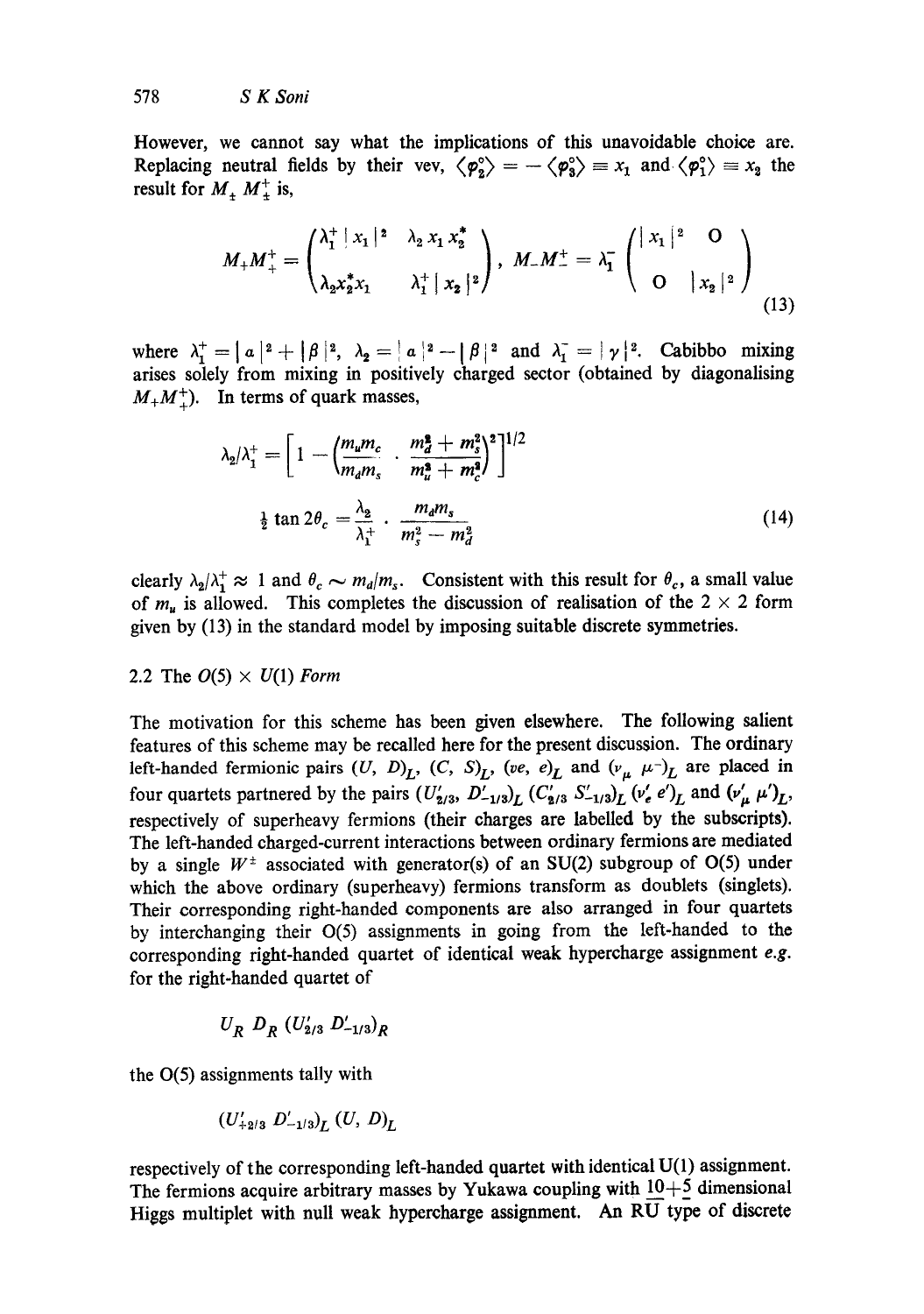However, we cannot say what the implications of this unavoidable choice are. Replacing neutral fields by their vev, $\langle\varphi_2^\circ\rangle = -\langle\varphi_3^\circ\rangle \equiv x_1$ and $\langle\varphi_1^\circ\rangle \equiv x_2$ the result for $M_+ M_+^\dagger$ is,

$$M_+ M_+^\dagger = \begin{pmatrix} \lambda_1^+ |x_1|^2 & \lambda_2 x_1 x_2^* \\ \lambda_2 x_2^* x_1 & \lambda_1^+ |x_2|^2 \end{pmatrix}, \quad M_- M_-^\dagger = \lambda_1^- \begin{pmatrix} |x_1|^2 & O \\ O & |x_2|^2 \end{pmatrix} \tag{13}$$

where $\lambda_1^+ = |a|^2 + |\beta|^2$, $\lambda_2 = |a|^2 - |\beta|^2$ and $\lambda_1^- = |\gamma|^2$. Cabibbo mixing arises solely from mixing in positively charged sector (obtained by diagonalising $M_+ M_+^\dagger$). In terms of quark masses,

$$\lambda_2/\lambda_1^+ = \left[1 - \left(\frac{m_u m_c}{m_d m_s} \cdot \frac{m_d^2 + m_s^2}{m_u^2 + m_c^2}\right)^2\right]^{1/2}$$

$$\tfrac{1}{2} \tan 2\theta_c = \frac{\lambda_2}{\lambda_1^+} \cdot \frac{m_d m_s}{m_s^2 - m_d^2} \tag{14}$$

clearly $\lambda_2/\lambda_1^+ \approx 1$ and $\theta_c \sim m_d/m_s$. Consistent with this result for $\theta_c$, a small value of $m_u$ is allowed. This completes the discussion of realisation of the $2 \times 2$ form given by (13) in the standard model by imposing suitable discrete symmetries.

### 2.2 The $O(5) \times U(1)$ *Form*

The motivation for this scheme has been given elsewhere. The following salient features of this scheme may be recalled here for the present discussion. The ordinary left-handed fermionic pairs $(U, D)_L$, $(C, S)_L$, $(\nu e, e)_L$ and $(\nu_\mu\ \mu^-)_L$ are placed in four quartets partnered by the pairs $(U'_{2/3}, D'_{-1/3})_L$ $(C'_{2/3}\ S'_{-1/3})_L$ $(\nu'_e\ e')_L$ and $(\nu'_\mu\ \mu')_L$, respectively of superheavy fermions (their charges are labelled by the subscripts). The left-handed charged-current interactions between ordinary fermions are mediated by a single $W^\pm$ associated with generator(s) of an SU(2) subgroup of O(5) under which the above ordinary (superheavy) fermions transform as doublets (singlets). Their corresponding right-handed components are also arranged in four quartets by interchanging their O(5) assignments in going from the left-handed to the corresponding right-handed quartet of identical weak hypercharge assignment *e.g.* for the right-handed quartet of

$$U_R\ D_R\ (U'_{2/3}\ D'_{-1/3})_R$$

the O(5) assignments tally with

$$(U'_{+2/3}\ D'_{-1/3})_L\ (U, D)_L$$

respectively of the corresponding left-handed quartet with identical U(1) assignment. The fermions acquire arbitrary masses by Yukawa coupling with $\underline{10}+\underline{5}$ dimensional Higgs multiplet with null weak hypercharge assignment. An $R\overline{U}$ type of discrete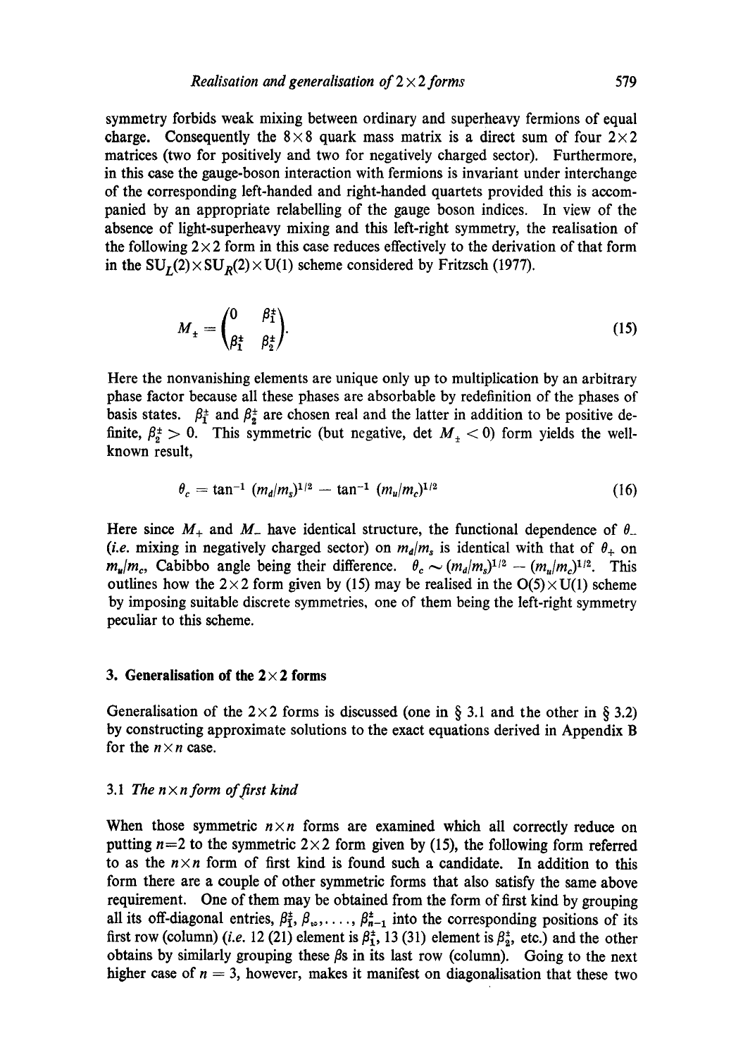symmetry forbids weak mixing between ordinary and superheavy fermions of equal charge. Consequently the $8\times 8$ quark mass matrix is a direct sum of four $2\times 2$ matrices (two for positively and two for negatively charged sector). Furthermore, in this case the gauge-boson interaction with fermions is invariant under interchange of the corresponding left-handed and right-handed quartets provided this is accompanied by an appropriate relabelling of the gauge boson indices. In view of the absence of light-superheavy mixing and this left-right symmetry, the realisation of the following $2\times 2$ form in this case reduces effectively to the derivation of that form in the $SU_L(2)\times SU_R(2)\times U(1)$ scheme considered by Fritzsch (1977).

$$M_{\pm} = \begin{pmatrix} 0 & \beta_1^{\pm} \\ \beta_1^{\pm} & \beta_2^{\pm} \end{pmatrix}. \tag{15}$$

Here the nonvanishing elements are unique only up to multiplication by an arbitrary phase factor because all these phases are absorbable by redefinition of the phases of basis states. $\beta_1^{\pm}$ and $\beta_2^{\pm}$ are chosen real and the latter in addition to be positive definite, $\beta_2^{\pm} > 0$. This symmetric (but negative, $\det M_{\pm} < 0$) form yields the well-known result,

$$\theta_c = \tan^{-1} (m_d/m_s)^{1/2} - \tan^{-1} (m_u/m_c)^{1/2} \tag{16}$$

Here since $M_+$ and $M_-$ have identical structure, the functional dependence of $\theta_-$ (*i.e.* mixing in negatively charged sector) on $m_d/m_s$ is identical with that of $\theta_+$ on $m_u/m_c$, Cabibbo angle being their difference. $\theta_c \sim (m_d/m_s)^{1/2} - (m_u/m_c)^{1/2}$. This outlines how the $2\times 2$ form given by (15) may be realised in the $O(5)\times U(1)$ scheme by imposing suitable discrete symmetries, one of them being the left-right symmetry peculiar to this scheme.

## 3. Generalisation of the $2\times 2$ forms

Generalisation of the $2\times 2$ forms is discussed (one in § 3.1 and the other in § 3.2) by constructing approximate solutions to the exact equations derived in Appendix B for the $n\times n$ case.

### 3.1 *The $n\times n$ form of first kind*

When those symmetric $n\times n$ forms are examined which all correctly reduce on putting $n=2$ to the symmetric $2\times 2$ form given by (15), the following form referred to as the $n\times n$ form of first kind is found such a candidate. In addition to this form there are a couple of other symmetric forms that also satisfy the same above requirement. One of them may be obtained from the form of first kind by grouping all its off-diagonal entries, $\beta_1^{\pm}, \beta_3, \ldots, \beta_{n-1}^{\pm}$ into the corresponding positions of its first row (column) (*i.e.* 12 (21) element is $\beta_1^{\pm}$, 13 (31) element is $\beta_2^{\pm}$, etc.) and the other obtains by similarly grouping these $\beta$s in its last row (column). Going to the next higher case of $n = 3$, however, makes it manifest on diagonalisation that these two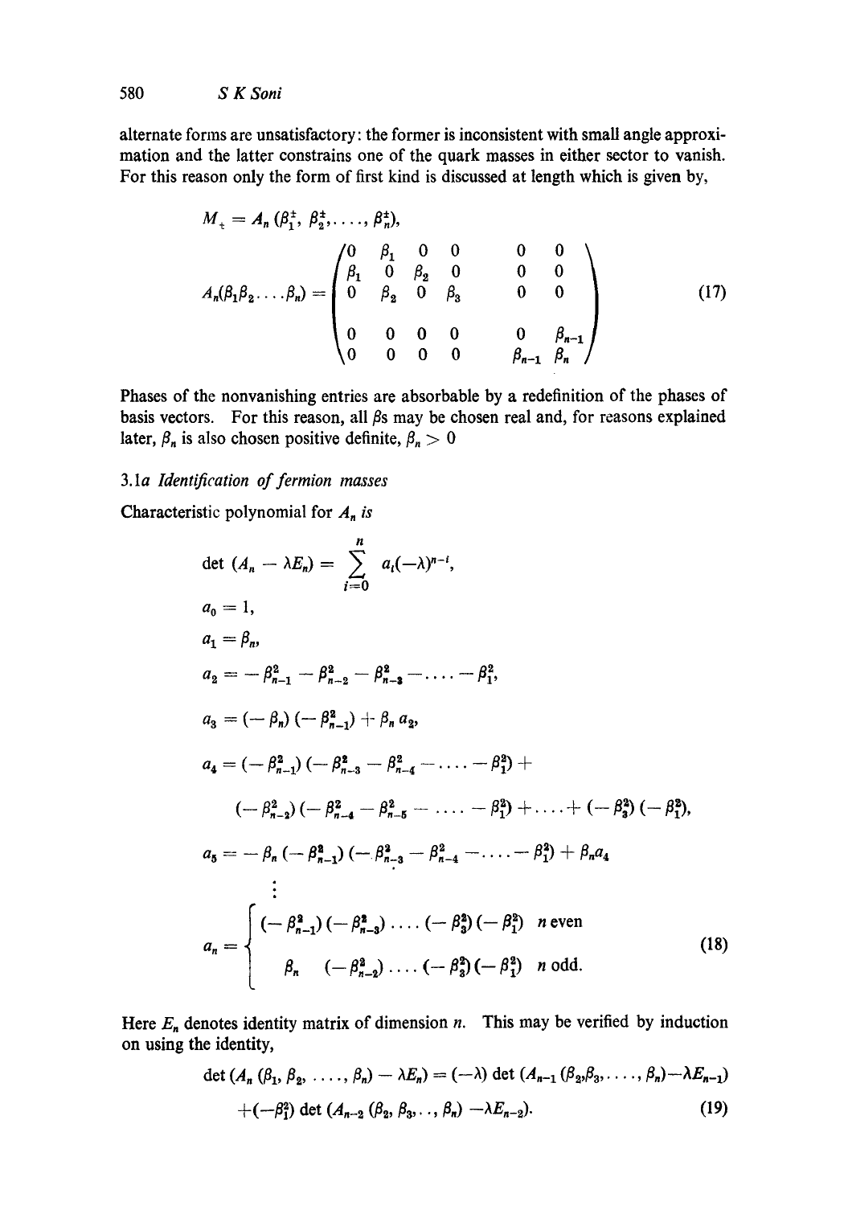alternate forms are unsatisfactory: the former is inconsistent with small angle approximation and the latter constrains one of the quark masses in either sector to vanish. For this reason only the form of first kind is discussed at length which is given by,

$$
M_{\pm} = A_n (\beta_1^{\pm}, \beta_2^{\pm}, \ldots, \beta_n^{\pm}),
$$

$$
A_n(\beta_1 \beta_2 \ldots \beta_n) = \begin{pmatrix} 0 & \beta_1 & 0 & 0 & & 0 & 0 \\ \beta_1 & 0 & \beta_2 & 0 & & 0 & 0 \\ 0 & \beta_2 & 0 & \beta_3 & & 0 & 0 \\ & & & & & & \\ 0 & 0 & 0 & 0 & & 0 & \beta_{n-1} \\ 0 & 0 & 0 & 0 & & \beta_{n-1} & \beta_n \end{pmatrix} \tag{17}
$$

Phases of the nonvanishing entries are absorbable by a redefinition of the phases of basis vectors. For this reason, all $\beta$s may be chosen real and, for reasons explained later, $\beta_n$ is also chosen positive definite, $\beta_n > 0$

### 3.1a *Identification of fermion masses*

Characteristic polynomial for $A_n$ *is*

$$
\det (A_n - \lambda E_n) = \sum_{i=0}^{n} a_i (-\lambda)^{n-i},
$$

$$
a_0 = 1,
$$

$$
a_1 = \beta_n,
$$

$$
a_2 = -\beta_{n-1}^2 - \beta_{n-2}^2 - \beta_{n-3}^2 - \ldots - \beta_1^2,
$$

$$
a_3 = (-\beta_n)(-\beta_{n-1}^2) + \beta_n a_2,
$$

$$
a_4 = (-\beta_{n-1}^2)(-\beta_{n-3}^2 - \beta_{n-4}^2 - \ldots - \beta_1^2) + (-\beta_{n-2}^2)(-\beta_{n-4}^2 - \beta_{n-5}^2 - \ldots - \beta_1^2) + \ldots + (-\beta_3^2)(-\beta_1^2),
$$

$$
a_5 = -\beta_n(-\beta_{n-1}^2)(-\beta_{n-3}^2 - \beta_{n-4}^2 - \ldots - \beta_1^2) + \beta_n a_4
$$

$$
\vdots
$$

$$
a_n = \begin{cases} (-\beta_{n-1}^2)(-\beta_{n-3}^2) \ldots (-\beta_3^2)(-\beta_1^2) & n \text{ even} \\ \beta_n \quad (-\beta_{n-2}^2) \ldots (-\beta_3^2)(-\beta_1^2) & n \text{ odd.} \end{cases} \tag{18}
$$

Here $E_n$ denotes identity matrix of dimension $n$. This may be verified by induction on using the identity,

$$
\det (A_n (\beta_1, \beta_2, \ldots, \beta_n) - \lambda E_n) = (-\lambda) \det (A_{n-1} (\beta_2, \beta_3, \ldots, \beta_n) - \lambda E_{n-1}) + (-\beta_1^2) \det (A_{n-2} (\beta_2, \beta_3, \ldots, \beta_n) - \lambda E_{n-2}). \tag{19}
$$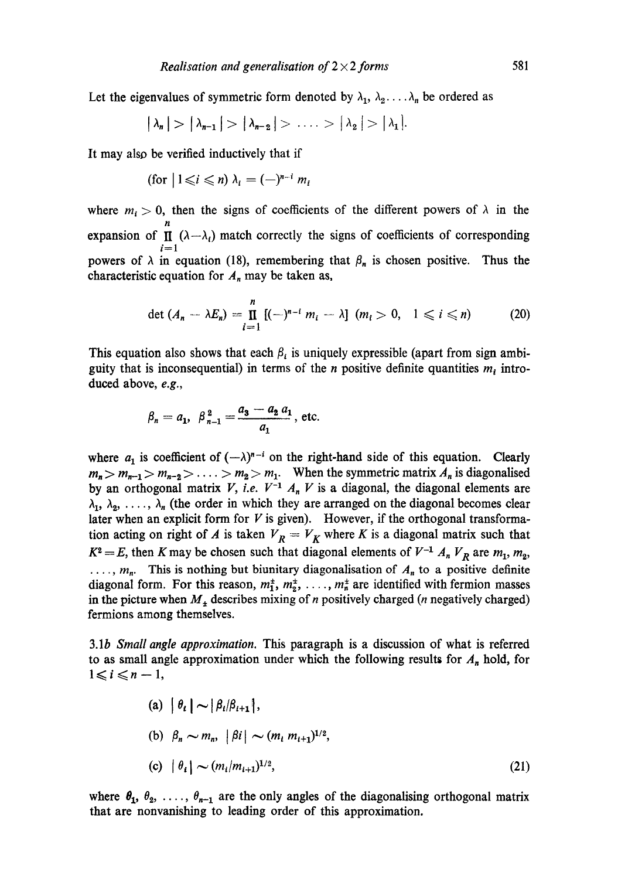Let the eigenvalues of symmetric form denoted by $\lambda_1, \lambda_2 \ldots \lambda_n$ be ordered as

$$|\lambda_n| > |\lambda_{n-1}| > |\lambda_{n-2}| > \ldots > |\lambda_2| > |\lambda_1|.$$

It may also be verified inductively that if

$$(\text{for } | 1 \leqslant i \leqslant n) \ \lambda_i = (-)^{n-i} m_i$$

where $m_i > 0$, then the signs of coefficients of the different powers of $\lambda$ in the expansion of $\prod_{i=1}^{n} (\lambda - \lambda_i)$ match correctly the signs of coefficients of corresponding powers of $\lambda$ in equation (18), remembering that $\beta_n$ is chosen positive. Thus the characteristic equation for $A_n$ may be taken as,

$$\det(A_n - \lambda E_n) = \prod_{i=1}^{n} [(-)^{n-i} m_i - \lambda] \ \ (m_i > 0, \ \ 1 \leqslant i \leqslant n) \tag{20}$$

This equation also shows that each $\beta_i$ is uniquely expressible (apart from sign ambiguity that is inconsequential) in terms of the $n$ positive definite quantities $m_i$ introduced above, *e.g.*,

$$\beta_n = a_1, \ \beta^2_{n-1} = \frac{a_3 - a_2 a_1}{a_1}, \text{ etc.}$$

where $a_1$ is coefficient of $(-\lambda)^{n-i}$ on the right-hand side of this equation. Clearly $m_n > m_{n-1} > m_{n-2} > \ldots > m_2 > m_1$. When the symmetric matrix $A_n$ is diagonalised by an orthogonal matrix $V$, *i.e.* $V^{-1} A_n V$ is a diagonal, the diagonal elements are $\lambda_1, \lambda_2, \ldots, \lambda_n$ (the order in which they are arranged on the diagonal becomes clear later when an explicit form for $V$ is given). However, if the orthogonal transformation acting on right of $A$ is taken $V_R = V_K$ where $K$ is a diagonal matrix such that $K^2 = E$, then $K$ may be chosen such that diagonal elements of $V^{-1} A_n V_R$ are $m_1, m_2, \ldots, m_n$. This is nothing but biunitary diagonalisation of $A_n$ to a positive definite diagonal form. For this reason, $m_1^\pm, m_2^\pm, \ldots, m_n^\pm$ are identified with fermion masses in the picture when $M_\pm$ describes mixing of $n$ positively charged ($n$ negatively charged) fermions among themselves.

3.1*b* *Small angle approximation.* This paragraph is a discussion of what is referred to as small angle approximation under which the following results for $A_n$ hold, for $1 \leqslant i \leqslant n-1$,

$$\text{(a)} \ \ |\theta_i| \sim |\beta_i/\beta_{i+1}|,$$

$$\text{(b)} \ \ \beta_n \sim m_n, \ \ |\beta i| \sim (m_i \, m_{i+1})^{1/2},$$

$$\text{(c)} \ \ |\theta_i| \sim (m_i/m_{i+1})^{1/2}, \tag{21}$$

where $\theta_1, \theta_2, \ldots, \theta_{n-1}$ are the only angles of the diagonalising orthogonal matrix that are nonvanishing to leading order of this approximation.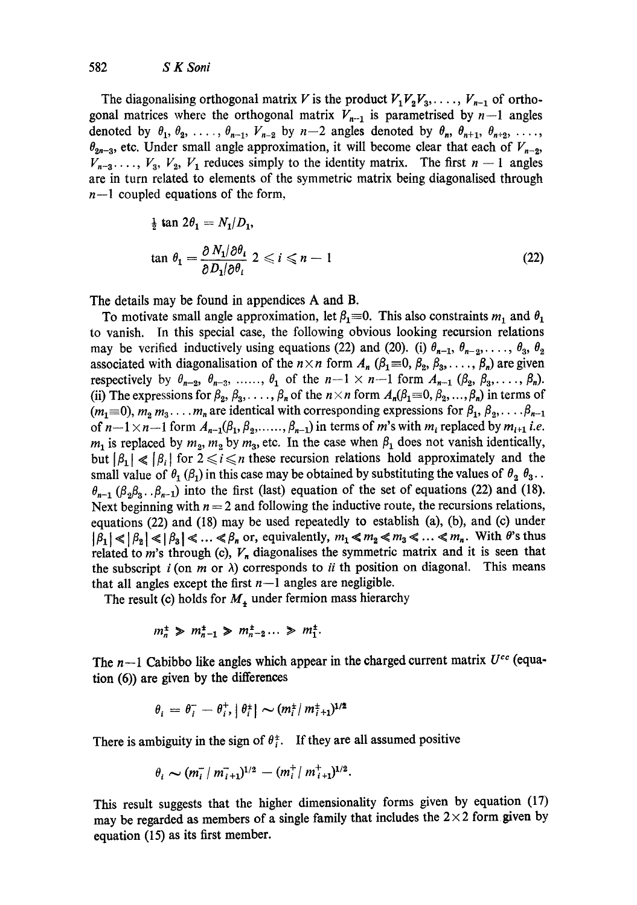The diagonalising orthogonal matrix $V$ is the product $V_1 V_2 V_3, \ldots, V_{n-1}$ of orthogonal matrices where the orthogonal matrix $V_{n-1}$ is parametrised by $n-1$ angles denoted by $\theta_1, \theta_2, \ldots, \theta_{n-1}$, $V_{n-2}$ by $n-2$ angles denoted by $\theta_n, \theta_{n+1}, \theta_{n+2}, \ldots, \theta_{2n-3}$, etc. Under small angle approximation, it will become clear that each of $V_{n-2}$, $V_{n-3}, \ldots, V_3, V_2, V_1$ reduces simply to the identity matrix. The first $n-1$ angles are in turn related to elements of the symmetric matrix being diagonalised through $n-1$ coupled equations of the form,

$$\tfrac{1}{2} \tan 2\theta_1 = N_1/D_1,$$

$$\tan \theta_1 = \frac{\partial N_1/\partial \theta_i}{\partial D_1/\partial \theta_i} \quad 2 \leqslant i \leqslant n-1 \tag{22}$$

The details may be found in appendices A and B.

To motivate small angle approximation, let $\beta_1 \equiv 0$. This also constraints $m_1$ and $\theta_1$ to vanish. In this special case, the following obvious looking recursion relations may be verified inductively using equations (22) and (20). (i) $\theta_{n-1}, \theta_{n-2}, \ldots, \theta_3, \theta_2$ associated with diagonalisation of the $n \times n$ form $A_n$ ($\beta_1 \equiv 0, \beta_2, \beta_3, \ldots, \beta_n$) are given respectively by $\theta_{n-2}, \theta_{n-3}, \ldots\ldots, \theta_1$ of the $n-1 \times n-1$ form $A_{n-1}$ ($\beta_2, \beta_3, \ldots, \beta_n$). (ii) The expressions for $\beta_2, \beta_3, \ldots, \beta_n$ of the $n \times n$ form $A_n(\beta_1 \equiv 0, \beta_2, \ldots, \beta_n)$ in terms of $(m_1 \equiv 0)$, $m_2\, m_3 \ldots m_n$ are identical with corresponding expressions for $\beta_1, \beta_2, \ldots \beta_{n-1}$ of $n-1 \times n-1$ form $A_{n-1}(\beta_1, \beta_2, \ldots\ldots, \beta_{n-1})$ in terms of $m$'s with $m_i$ replaced by $m_{i+1}$ *i.e.* $m_1$ is replaced by $m_2$, $m_2$ by $m_3$, etc. In the case when $\beta_1$ does not vanish identically, but $|\beta_1| \ll |\beta_i|$ for $2 \leqslant i \leqslant n$ these recursion relations hold approximately and the small value of $\theta_1$ ($\beta_1$) in this case may be obtained by substituting the values of $\theta_2\, \theta_3 \ldots \theta_{n-1}$ ($\beta_2 \beta_3 \ldots \beta_{n-1}$) into the first (last) equation of the set of equations (22) and (18). Next beginning with $n = 2$ and following the inductive route, the recursions relations, equations (22) and (18) may be used repeatedly to establish (a), (b), and (c) under $|\beta_1| \ll |\beta_2| \ll |\beta_3| \ll \ldots \ll \beta_n$ or, equivalently, $m_1 \ll m_2 \ll m_3 \ll \ldots \ll m_n$. With $\theta$'s thus related to $m$'s through (c), $V_n$ diagonalises the symmetric matrix and it is seen that the subscript $i$ (on $m$ or $\lambda$) corresponds to $ii$ th position on diagonal. This means that all angles except the first $n-1$ angles are negligible.

The result (c) holds for $M_\pm$ under fermion mass hierarchy

$$m_n^\pm \gg m_{n-1}^\pm \gg m_{n-2}^\pm \ldots \gg m_1^\pm.$$

The $n-1$ Cabibbo like angles which appear in the charged current matrix $U^{cc}$ (equation (6)) are given by the differences

$$\theta_i = \theta_i^- - \theta_i^+, \; |\theta_i^\pm| \sim (m_i^\pm / m_{i+1}^\pm)^{1/2}$$

There is ambiguity in the sign of $\theta_i^\pm$. If they are all assumed positive

$$\theta_i \sim (m_i^- / m_{i+1}^-)^{1/2} - (m_i^+ / m_{i+1}^+)^{1/2}.$$

This result suggests that the higher dimensionality forms given by equation (17) may be regarded as members of a single family that includes the $2 \times 2$ form given by equation (15) as its first member.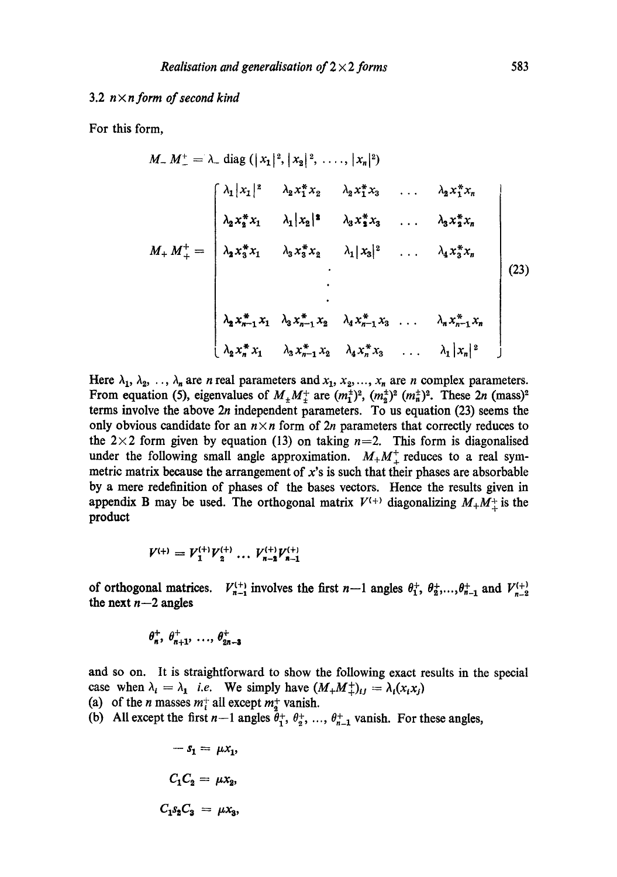### 3.2 $n\times n$ form of second kind

For this form,

$$M_- M_-^+ = \lambda_- \,\mathrm{diag}\,(|x_1|^2, |x_2|^2, \ldots, |x_n|^2)$$

$$M_+ M_+^+ = \begin{bmatrix} \lambda_1|x_1|^2 & \lambda_2 x_1^* x_2 & \lambda_2 x_1^* x_3 & \ldots & \lambda_2 x_1^* x_n \\ \lambda_2 x_2^* x_1 & \lambda_1 |x_2|^2 & \lambda_3 x_2^* x_3 & \ldots & \lambda_3 x_2^* x_n \\ \lambda_2 x_3^* x_1 & \lambda_3 x_3^* x_2 & \lambda_1 |x_3|^2 & \ldots & \lambda_4 x_3^* x_n \\ & & \cdot & & \\ & & \vdots & & \\ \lambda_2 x_{n-1}^* x_1 & \lambda_3 x_{n-1}^* x_2 & \lambda_4 x_{n-1}^* x_3 & \ldots & \lambda_n x_{n-1}^* x_n \\ \lambda_2 x_n^* x_1 & \lambda_3 x_{n-1}^* x_2 & \lambda_4 x_n^* x_3 & \ldots & \lambda_1 |x_n|^2 \end{bmatrix} \tag{23}$$

Here $\lambda_1, \lambda_2, \ldots, \lambda_n$ are $n$ real parameters and $x_1, x_2, \ldots, x_n$ are $n$ complex parameters. From equation (5), eigenvalues of $M_\pm M_\pm^+$ are $(m_1^\pm)^2$, $(m_2^\pm)^2$ $(m_n^\pm)^2$. These $2n$ (mass)$^2$ terms involve the above $2n$ independent parameters. To us equation (23) seems the only obvious candidate for an $n\times n$ form of $2n$ parameters that correctly reduces to the $2\times 2$ form given by equation (13) on taking $n=2$. This form is diagonalised under the following small angle approximation. $M_+ M_+^+$ reduces to a real symmetric matrix because the arrangement of $x$'s is such that their phases are absorbable by a mere redefinition of phases of the bases vectors. Hence the results given in appendix B may be used. The orthogonal matrix $V^{(+)}$ diagonalizing $M_+ M_+^+$ is the product

$$V^{(+)} = V_1^{(+)} V_2^{(+)} \ldots V_{n-2}^{(+)} V_{n-1}^{(+)}$$

of orthogonal matrices. $V_{n-1}^{(+)}$ involves the first $n-1$ angles $\theta_1^+, \theta_2^+, \ldots, \theta_{n-1}^+$ and $V_{n-2}^{(+)}$ the next $n-2$ angles

$$\theta_n^+, \theta_{n+1}^+, \ldots, \theta_{2n-3}^+$$

and so on. It is straightforward to show the following exact results in the special case when $\lambda_i = \lambda_1$ *i.e.* We simply have $(M_+ M_+^+)_{ij} = \lambda_i (x_i x_j)$

(a) of the $n$ masses $m_i^+$ all except $m_2^+$ vanish.

(b) All except the first $n-1$ angles $\theta_1^+, \theta_2^+, \ldots, \theta_{n-1}^+$ vanish. For these angles,

$$-s_1 = \mu x_1,$$

$$C_1 C_2 = \mu x_2,$$

$$C_1 s_2 C_3 = \mu x_3,$$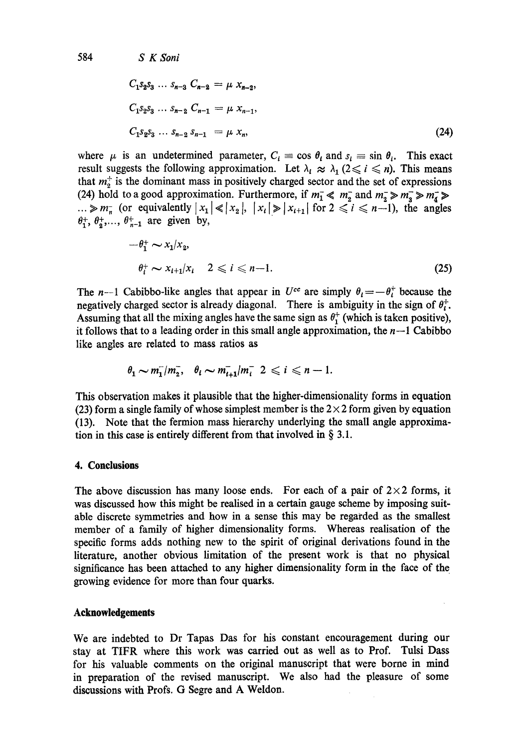$$C_1 s_2 s_3 \ldots s_{n-3} \, C_{n-2} = \mu \, x_{n-2},$$

$$C_1 s_2 s_3 \ldots s_{n-2} \, C_{n-1} = \mu \, x_{n-1},$$

$$C_1 s_2 s_3 \ldots s_{n-2} \, s_{n-1} = \mu \, x_n, \tag{24}$$

where $\mu$ is an undetermined parameter, $C_i \equiv \cos \theta_i$ and $s_i \equiv \sin \theta_i$. This exact result suggests the following approximation. Let $\lambda_i \approx \lambda_1$ $(2 \leqslant i \leqslant n)$. This means that $m_2^+$ is the dominant mass in positively charged sector and the set of expressions (24) hold to a good approximation. Furthermore, if $m_1^- \ll m_2^-$ and $m_2^- \gg m_3^- \gg m_4^- \gg \ldots \gg m_n^-$ (or equivalently $|x_1| \ll |x_2|$, $|x_i| \gg |x_{i+1}|$ for $2 \leqslant i \leqslant n{-}1$), the angles $\theta_1^+, \theta_2^+, \ldots, \theta_{n-1}^+$ are given by,

$$-\theta_1^+ \sim x_1/x_2,$$

$$\theta_i^+ \sim x_{i+1}/x_i \quad 2 \leqslant i \leqslant n{-}1. \tag{25}$$

The $n{-}1$ Cabibbo-like angles that appear in $U^{cc}$ are simply $\theta_i = -\theta_i^+$ because the negatively charged sector is already diagonal. There is ambiguity in the sign of $\theta_i^+$. Assuming that all the mixing angles have the same sign as $\theta_1^+$ (which is taken positive), it follows that to a leading order in this small angle approximation, the $n{-}1$ Cabibbo like angles are related to mass ratios as

$$\theta_1 \sim m_1^-/m_2^-, \quad \theta_i \sim m_{i+1}^-/m_i^- \;\; 2 \leqslant i \leqslant n-1.$$

This observation makes it plausible that the higher-dimensionality forms in equation (23) form a single family of whose simplest member is the $2\times 2$ form given by equation (13). Note that the fermion mass hierarchy underlying the small angle approximation in this case is entirely different from that involved in § 3.1.

## 4. Conclusions

The above discussion has many loose ends. For each of a pair of $2\times 2$ forms, it was discussed how this might be realised in a certain gauge scheme by imposing suitable discrete symmetries and how in a sense this may be regarded as the smallest member of a family of higher dimensionality forms. Whereas realisation of the specific forms adds nothing new to the spirit of original derivations found in the literature, another obvious limitation of the present work is that no physical significance has been attached to any higher dimensionality form in the face of the growing evidence for more than four quarks.

## Acknowledgements

We are indebted to Dr Tapas Das for his constant encouragement during our stay at TIFR where this work was carried out as well as to Prof. Tulsi Dass for his valuable comments on the original manuscript that were borne in mind in preparation of the revised manuscript. We also had the pleasure of some discussions with Profs. G Segre and A Weldon.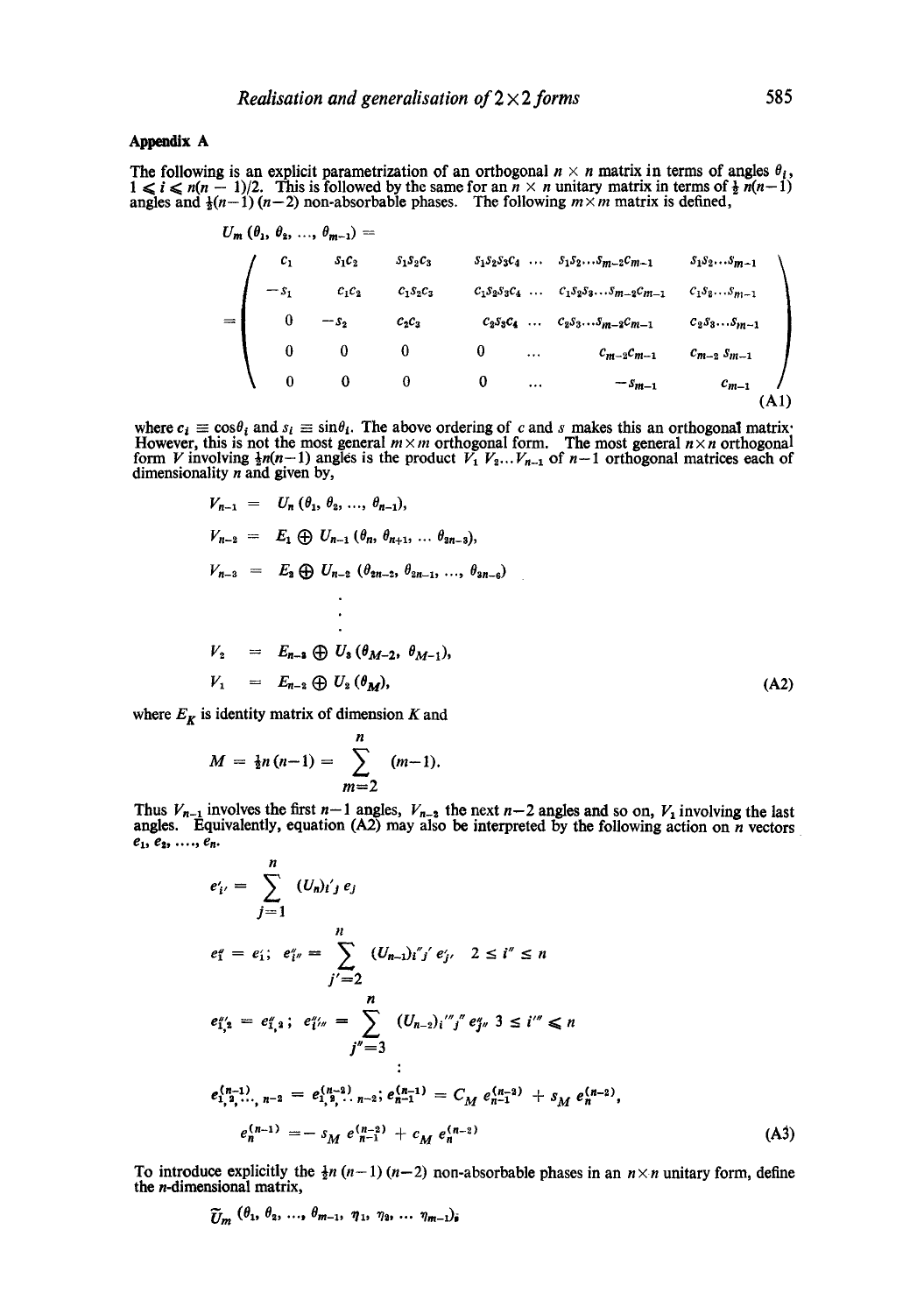## Appendix A

The following is an explicit parametrization of an orthogonal $n \times n$ matrix in terms of angles $\theta_i$, $1 \leqslant i \leqslant n(n-1)/2$. This is followed by the same for an $n \times n$ unitary matrix in terms of $\frac{1}{2}\,n(n-1)$ angles and $\frac{1}{2}(n-1)(n-2)$ non-absorbable phases. The following $m \times m$ matrix is defined,

$$U_m(\theta_1, \theta_2, \ldots, \theta_{m-1}) =$$

$$= \begin{pmatrix} c_1 & s_1c_2 & s_1s_2c_3 & s_1s_2s_3c_4 & \ldots & s_1s_2\ldots s_{m-2}c_{m-1} & s_1s_2\ldots s_{m-1} \\ -s_1 & c_1c_2 & c_1s_2c_3 & c_1s_2s_3c_4 & \ldots & c_1s_2s_3\ldots s_{m-2}c_{m-1} & c_1s_2\ldots s_{m-1} \\ 0 & -s_2 & c_2c_3 & c_2s_3c_4 & \ldots & c_2s_3\ldots s_{m-2}c_{m-1} & c_2s_3\ldots s_{m-1} \\ 0 & 0 & 0 & 0 & \ldots & c_{m-2}c_{m-1} & c_{m-2}\,s_{m-1} \\ 0 & 0 & 0 & 0 & \ldots & -s_{m-1} & c_{m-1} \end{pmatrix} \tag{A1}$$

where $c_i \equiv \cos\theta_i$ and $s_i \equiv \sin\theta_i$. The above ordering of $c$ and $s$ makes this an orthogonal matrix. However, this is not the most general $m \times m$ orthogonal form. The most general $n \times n$ orthogonal form $V$ involving $\frac{1}{2}n(n-1)$ angles is the product $V_1\,V_2 \ldots V_{n-1}$ of $n-1$ orthogonal matrices each of dimensionality $n$ and given by,

$$\begin{aligned} V_{n-1} &= U_n(\theta_1, \theta_2, \ldots, \theta_{n-1}), \\ V_{n-2} &= E_1 \oplus U_{n-1}(\theta_n, \theta_{n+1}, \ldots \theta_{2n-3}), \\ V_{n-3} &= E_2 \oplus U_{n-2}(\theta_{2n-2}, \theta_{2n-1}, \ldots, \theta_{3n-6}) \\ &\vdots \\ V_2 &= E_{n-3} \oplus U_3(\theta_{M-2}, \theta_{M-1}), \\ V_1 &= E_{n-2} \oplus U_2(\theta_M), \end{aligned} \tag{A2}$$

where $E_K$ is identity matrix of dimension $K$ and

$$M = \tfrac{1}{2}n(n-1) = \sum_{m=2}^{n} (m-1).$$

Thus $V_{n-1}$ involves the first $n-1$ angles, $V_{n-2}$ the next $n-2$ angles and so on, $V_1$ involving the last angles. Equivalently, equation (A2) may also be interpreted by the following action on $n$ vectors $e_1, e_2, \ldots, e_n$.

$$\begin{aligned} e'_{i'} &= \sum_{j=1}^{n} (U_n)_{i'j}\, e_j \\ e''_1 &= e'_1;\; e''_{i''} = \sum_{j'=2}^{n} (U_{n-1})_{i''j'}\, e'_{j'} \quad 2 \leq i'' \leq n \\ e'''_{1,2} &= e''_{1,2};\; e'''_{i'''} = \sum_{j''=3}^{n} (U_{n-2})_{i'''j''}\, e''_{j''} \quad 3 \leq i''' \leqslant n \\ &\vdots \\ e^{(n-1)}_{1,2,\ldots,n-2} &= e^{(n-2)}_{1,2,\ldots n-2};\; e^{(n-1)}_{n-1} = c_M\, e^{(n-2)}_{n-1} + s_M\, e^{(n-2)}_n, \\ e^{(n-1)}_n &= -\,s_M\, e^{(n-2)}_{n-1} + c_M\, e^{(n-2)}_n \end{aligned} \tag{A3}$$

To introduce explicitly the $\frac{1}{2}n\,(n-1)\,(n-2)$ non-absorbable phases in an $n \times n$ unitary form, define the $n$-dimensional matrix,

$$\tilde{U}_m(\theta_1, \theta_2, \ldots, \theta_{m-1}, \eta_1, \eta_2, \ldots \eta_{m-1}),$$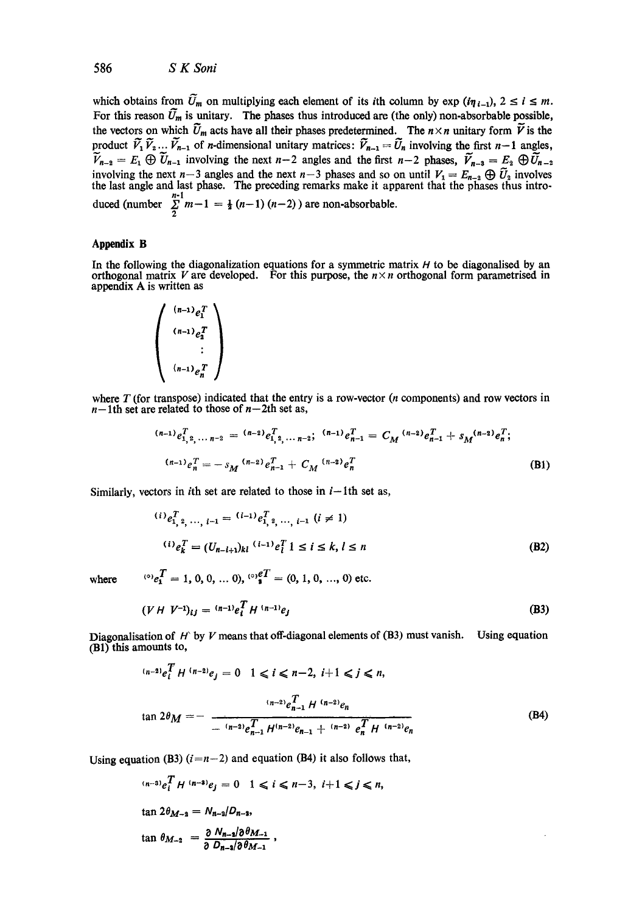which obtains from $\tilde{U}_m$ on multiplying each element of its $i$th column by $\exp(i\eta_{i-1})$, $2 \leq i \leq m$. For this reason $\tilde{U}_m$ is unitary. The phases thus introduced are (the only) non-absorbable possible, the vectors on which $\tilde{U}_m$ acts have all their phases predetermined. The $n \times n$ unitary form $\tilde{V}$ is the product $\tilde{V}_1 \tilde{V}_2 \ldots \tilde{V}_{n-1}$ of $n$-dimensional unitary matrices: $\tilde{V}_{n-1} = \tilde{U}_n$ involving the first $n-1$ angles, $\tilde{V}_{n-2} = E_1 \oplus \tilde{U}_{n-1}$ involving the next $n-2$ angles and the first $n-2$ phases, $\tilde{V}_{n-3} = E_2 \oplus \tilde{U}_{n-2}$ involving the next $n-3$ angles and the next $n-3$ phases and so on until $V_1 = E_{n-2} \oplus \tilde{U}_2$ involves the last angle and last phase. The preceding remarks make it apparent that the phases thus introduced (number $\sum_{2}^{n-1} m-1 = \frac{1}{2}(n-1)(n-2)$) are non-absorbable.

## Appendix B

In the following the diagonalization equations for a symmetric matrix $H$ to be diagonalised by an orthogonal matrix $V$ are developed. For this purpose, the $n \times n$ orthogonal form parametrised in appendix A is written as

$$\begin{pmatrix} {}^{(n-1)}e_1^T \\ {}^{(n-1)}e_2^T \\ \vdots \\ {}^{(n-1)}e_n^T \end{pmatrix}$$

where $T$ (for transpose) indicated that the entry is a row-vector ($n$ components) and row vectors in $n-1$th set are related to those of $n-2$th set as,

$$ {}^{(n-1)}e^T_{1,2,\ldots n-2} = {}^{(n-2)}e^T_{1,2,\ldots n-2}; \quad {}^{(n-1)}e^T_{n-1} = C_M\, {}^{(n-2)}e^T_{n-1} + s_M {}^{(n-2)}e^T_n; $$

$$ {}^{(n-1)}e^T_n = -s_M\, {}^{(n-2)}e^T_{n-1} + C_M\, {}^{(n-2)}e^T_n \tag{B1}$$

Similarly, vectors in $i$th set are related to those in $i-1$th set as,

$$ {}^{(i)}e^T_{1,2,\ldots,i-1} = {}^{(i-1)}e^T_{1,2,\ldots,i-1} \quad (i \neq 1) $$

$$ {}^{(i)}e^T_k = (U_{n-i+1})_{kl}\, {}^{(i-1)}e^T_l \quad 1 \leq i \leq k,\ l \leq n \tag{B2}$$

where $\quad {}^{(0)}e^T_1 = 1, 0, 0, \ldots 0),\ {}^{(0)}e^T_2 = (0, 1, 0, \ldots, 0)$ etc.

$$ (V H V^{-1})_{ij} = {}^{(n-1)}e^T_i H\, {}^{(n-1)}e_j \tag{B3}$$

Diagonalisation of $H$ by $V$ means that off-diagonal elements of (B3) must vanish. Using equation (B1) this amounts to,

$$ {}^{(n-2)}e^T_i H\, {}^{(n-2)}e_j = 0 \quad 1 \leqslant i \leqslant n-2,\ i+1 \leqslant j \leqslant n, $$

$$ \tan 2\theta_M = -\frac{{}^{(n-2)}e^T_{n-1} H\, {}^{(n-2)}e_n}{-\,{}^{(n-2)}e^T_{n-1} H^{(n-2)}e_{n-1} + {}^{(n-2)}e^T_n H\, {}^{(n-2)}e_n} \tag{B4}$$

Using equation (B3) ($i = n-2$) and equation (B4) it also follows that,

$$ {}^{(n-3)}e^T_i H\, {}^{(n-3)}e_j = 0 \quad 1 \leqslant i \leqslant n-3,\ i+1 \leqslant j \leqslant n, $$

$$ \tan 2\theta_{M-2} = N_{n-3}/D_{n-3}, $$

$$ \tan \theta_{M-2} = \frac{\partial N_{n-3}/\partial \theta_{M-1}}{\partial D_{n-3}/\partial \theta_{M-1}}, $$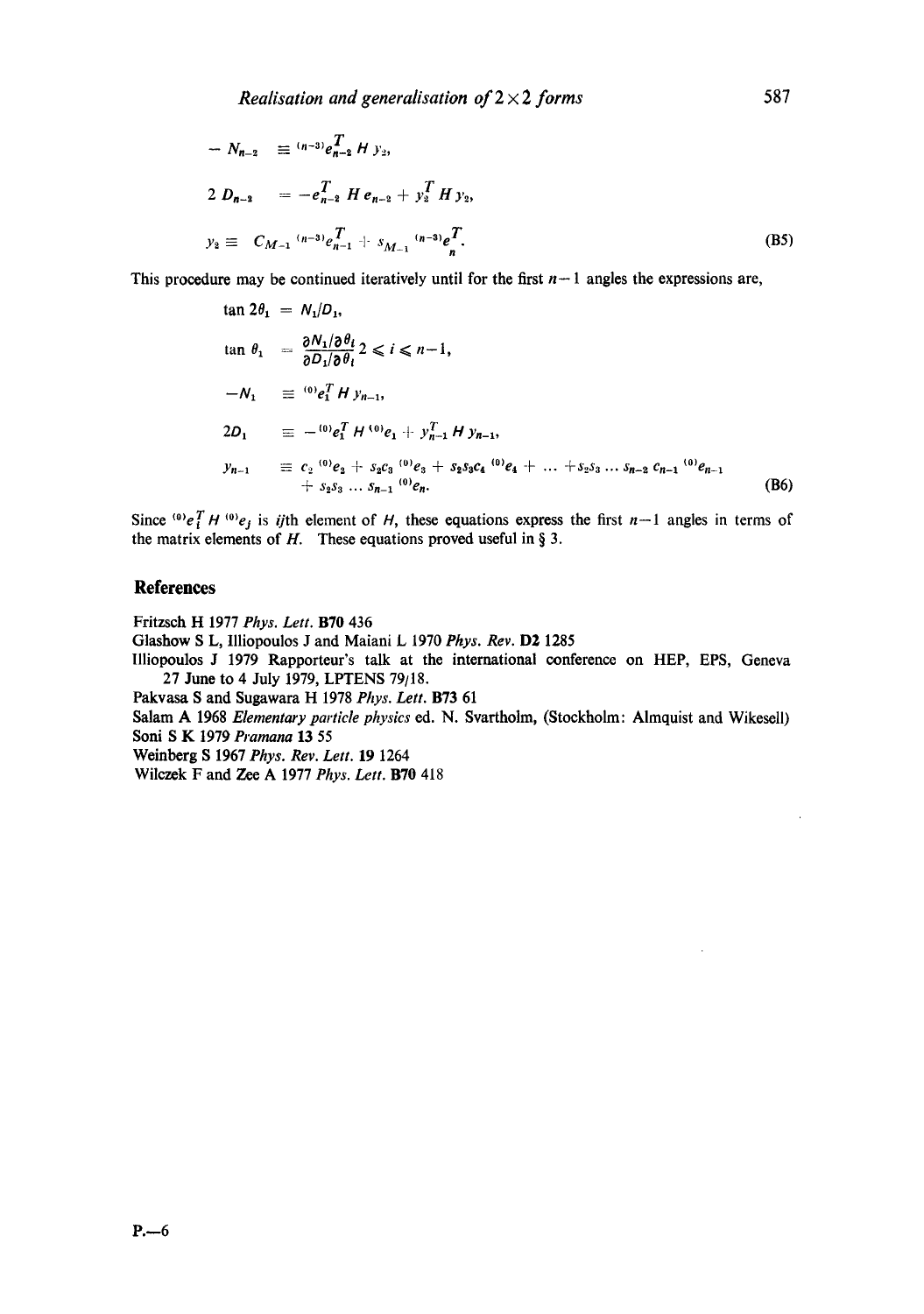$$
\begin{aligned}
-N_{n-2} &\equiv {}^{(n-3)}e_{n-2}^{T}\, H\, y_2, \\
2\, D_{n-2} &= -e_{n-2}^{T}\, H\, e_{n-2} + y_2^{T}\, H\, y_2, \\
y_2 \equiv\ & C_{M-1}\ {}^{(n-3)}e_{n-1}^{T} + s_{M-1}\ {}^{(n-3)}e_{n}^{T}.
\end{aligned}
\qquad \text{(B5)}
$$

This procedure may be continued iteratively until for the first $n-1$ angles the expressions are,

$$
\begin{aligned}
\tan 2\theta_1 &= N_1/D_1, \\
\tan \theta_1 &= \frac{\partial N_1/\partial \theta_i}{\partial D_1/\partial \theta_i}\ 2 \leqslant i \leqslant n-1, \\
-N_1 &\equiv {}^{(0)}e_1^{T}\, H\, y_{n-1}, \\
2D_1 &\equiv -{}^{(0)}e_1^{T}\, H\, {}^{(0)}e_1 + y_{n-1}^{T}\, H\, y_{n-1}, \\
y_{n-1} &\equiv c_2\ {}^{(0)}e_2 + s_2 c_3\ {}^{(0)}e_3 + s_2 s_3 c_4\ {}^{(0)}e_4 + \ldots + s_2 s_3 \ldots s_{n-2}\, c_{n-1}\ {}^{(0)}e_{n-1} \\
&\quad + s_2 s_3 \ldots s_{n-1}\ {}^{(0)}e_n.
\end{aligned}
\qquad \text{(B6)}
$$

Since ${}^{(0)}e_i^{T}\, H\, {}^{(0)}e_j$ is $ij$th element of $H$, these equations express the first $n-1$ angles in terms of the matrix elements of $H$. These equations proved useful in § 3.

## References

Fritzsch H 1977 *Phys. Lett.* **B70** 436

Glashow S L, Illiopoulos J and Maiani L 1970 *Phys. Rev.* **D2** 1285

Illiopoulos J 1979 Rapporteur's talk at the international conference on HEP, EPS, Geneva 27 June to 4 July 1979, LPTENS 79/18.

Pakvasa S and Sugawara H 1978 *Phys. Lett.* **B73** 61

Salam A 1968 *Elementary particle physics* ed. N. Svartholm, (Stockholm: Almquist and Wikesell)

Soni S K 1979 *Pramana* **13** 55

Weinberg S 1967 *Phys. Rev. Lett.* **19** 1264

Wilczek F and Zee A 1977 *Phys. Lett.* **B70** 418